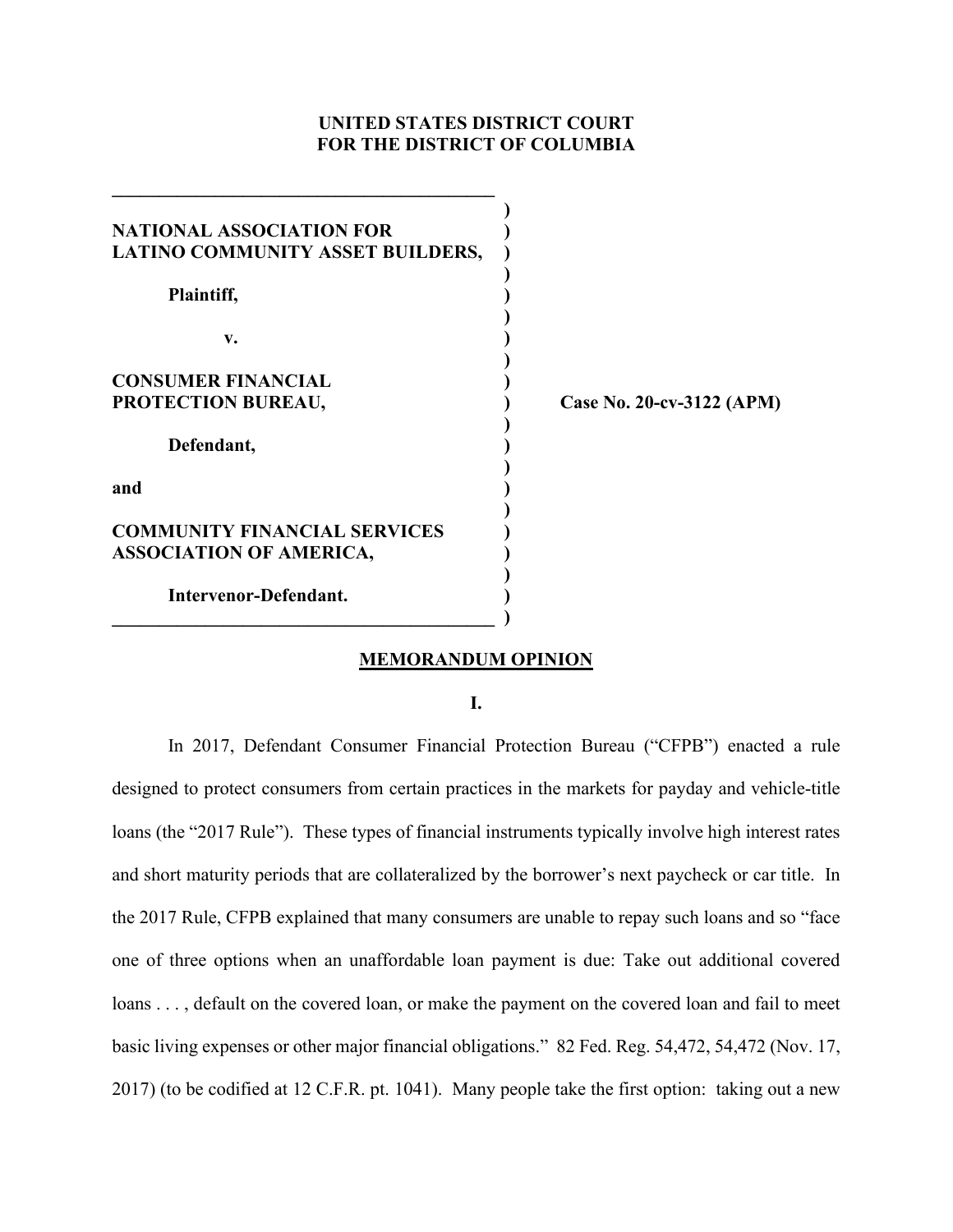**UNITED STATES DISTRICT COURT**
**FOR THE DISTRICT OF COLUMBIA**

| | | |
|---|---|---|
| **NATIONAL ASSOCIATION FOR LATINO COMMUNITY ASSET BUILDERS,** | ) | |
| **Plaintiff,** | ) | |
| **v.** | ) | |
| **CONSUMER FINANCIAL PROTECTION BUREAU,** | ) | **Case No. 20-cv-3122 (APM)** |
| **Defendant,** | ) | |
| **and** | ) | |
| **COMMUNITY FINANCIAL SERVICES ASSOCIATION OF AMERICA,** | ) | |
| **Intervenor-Defendant.** | ) | |

## MEMORANDUM OPINION

### I.

In 2017, Defendant Consumer Financial Protection Bureau ("CFPB") enacted a rule designed to protect consumers from certain practices in the markets for payday and vehicle-title loans (the "2017 Rule"). These types of financial instruments typically involve high interest rates and short maturity periods that are collateralized by the borrower's next paycheck or car title. In the 2017 Rule, CFPB explained that many consumers are unable to repay such loans and so "face one of three options when an unaffordable loan payment is due: Take out additional covered loans . . . , default on the covered loan, or make the payment on the covered loan and fail to meet basic living expenses or other major financial obligations." 82 Fed. Reg. 54,472, 54,472 (Nov. 17, 2017) (to be codified at 12 C.F.R. pt. 1041). Many people take the first option: taking out a new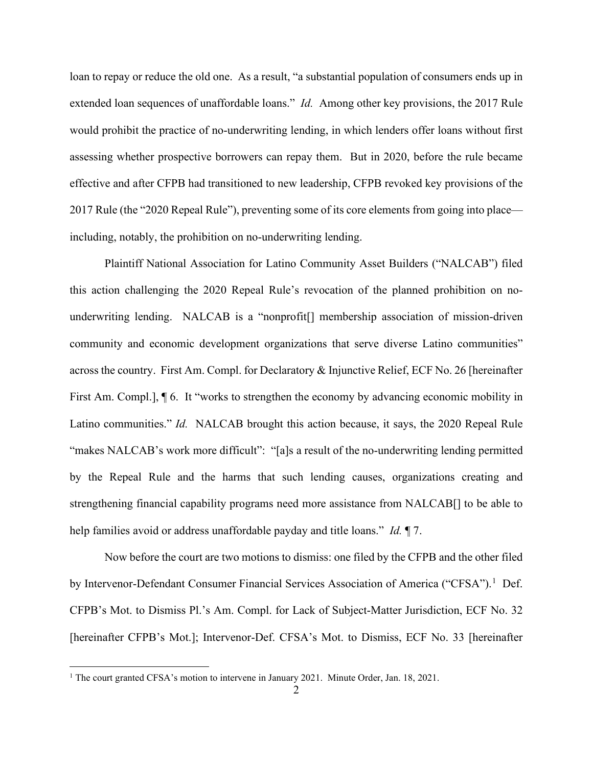loan to repay or reduce the old one. As a result, "a substantial population of consumers ends up in extended loan sequences of unaffordable loans." *Id.* Among other key provisions, the 2017 Rule would prohibit the practice of no-underwriting lending, in which lenders offer loans without first assessing whether prospective borrowers can repay them. But in 2020, before the rule became effective and after CFPB had transitioned to new leadership, CFPB revoked key provisions of the 2017 Rule (the "2020 Repeal Rule"), preventing some of its core elements from going into place—including, notably, the prohibition on no-underwriting lending.

Plaintiff National Association for Latino Community Asset Builders ("NALCAB") filed this action challenging the 2020 Repeal Rule's revocation of the planned prohibition on no-underwriting lending. NALCAB is a "nonprofit[] membership association of mission-driven community and economic development organizations that serve diverse Latino communities" across the country. First Am. Compl. for Declaratory & Injunctive Relief, ECF No. 26 [hereinafter First Am. Compl.], ¶ 6. It "works to strengthen the economy by advancing economic mobility in Latino communities." *Id.* NALCAB brought this action because, it says, the 2020 Repeal Rule "makes NALCAB's work more difficult": "[a]s a result of the no-underwriting lending permitted by the Repeal Rule and the harms that such lending causes, organizations creating and strengthening financial capability programs need more assistance from NALCAB[] to be able to help families avoid or address unaffordable payday and title loans." *Id.* ¶ 7.

Now before the court are two motions to dismiss: one filed by the CFPB and the other filed by Intervenor-Defendant Consumer Financial Services Association of America ("CFSA").[1] Def. CFPB's Mot. to Dismiss Pl.'s Am. Compl. for Lack of Subject-Matter Jurisdiction, ECF No. 32 [hereinafter CFPB's Mot.]; Intervenor-Def. CFSA's Mot. to Dismiss, ECF No. 33 [hereinafter

---

[1] The court granted CFSA's motion to intervene in January 2021. Minute Order, Jan. 18, 2021.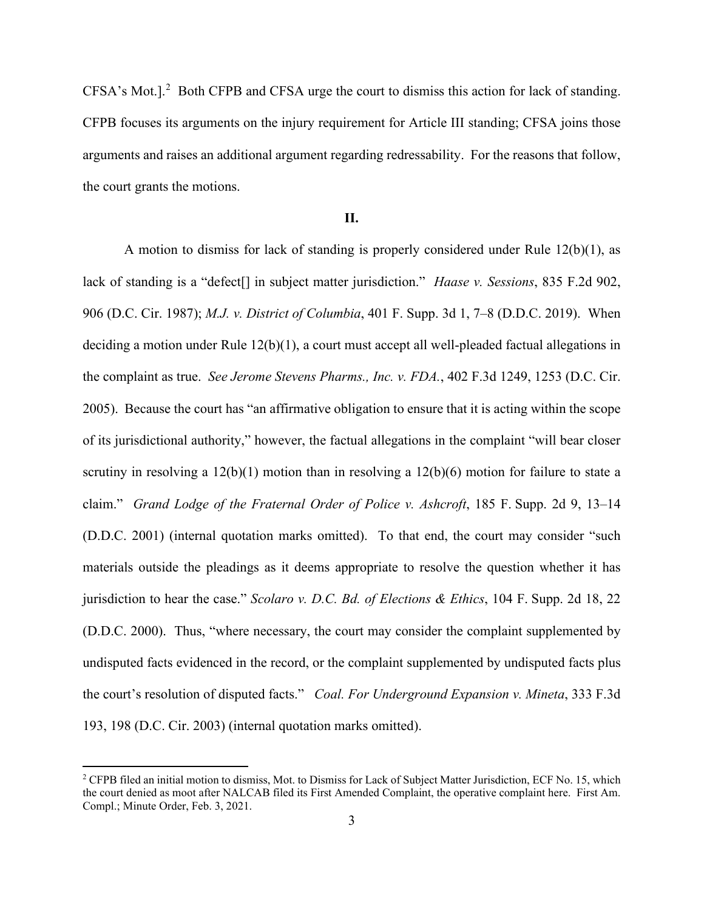CFSA's Mot.].[2] Both CFPB and CFSA urge the court to dismiss this action for lack of standing. CFPB focuses its arguments on the injury requirement for Article III standing; CFSA joins those arguments and raises an additional argument regarding redressability. For the reasons that follow, the court grants the motions.

## II.

A motion to dismiss for lack of standing is properly considered under Rule 12(b)(1), as lack of standing is a "defect[] in subject matter jurisdiction." *Haase v. Sessions*, 835 F.2d 902, 906 (D.C. Cir. 1987); *M.J. v. District of Columbia*, 401 F. Supp. 3d 1, 7–8 (D.D.C. 2019). When deciding a motion under Rule 12(b)(1), a court must accept all well-pleaded factual allegations in the complaint as true. *See Jerome Stevens Pharms., Inc. v. FDA.*, 402 F.3d 1249, 1253 (D.C. Cir. 2005). Because the court has "an affirmative obligation to ensure that it is acting within the scope of its jurisdictional authority," however, the factual allegations in the complaint "will bear closer scrutiny in resolving a 12(b)(1) motion than in resolving a 12(b)(6) motion for failure to state a claim." *Grand Lodge of the Fraternal Order of Police v. Ashcroft*, 185 F. Supp. 2d 9, 13–14 (D.D.C. 2001) (internal quotation marks omitted). To that end, the court may consider "such materials outside the pleadings as it deems appropriate to resolve the question whether it has jurisdiction to hear the case." *Scolaro v. D.C. Bd. of Elections & Ethics*, 104 F. Supp. 2d 18, 22 (D.D.C. 2000). Thus, "where necessary, the court may consider the complaint supplemented by undisputed facts evidenced in the record, or the complaint supplemented by undisputed facts plus the court's resolution of disputed facts." *Coal. For Underground Expansion v. Mineta*, 333 F.3d 193, 198 (D.C. Cir. 2003) (internal quotation marks omitted).

[2] CFPB filed an initial motion to dismiss, Mot. to Dismiss for Lack of Subject Matter Jurisdiction, ECF No. 15, which the court denied as moot after NALCAB filed its First Amended Complaint, the operative complaint here. First Am. Compl.; Minute Order, Feb. 3, 2021.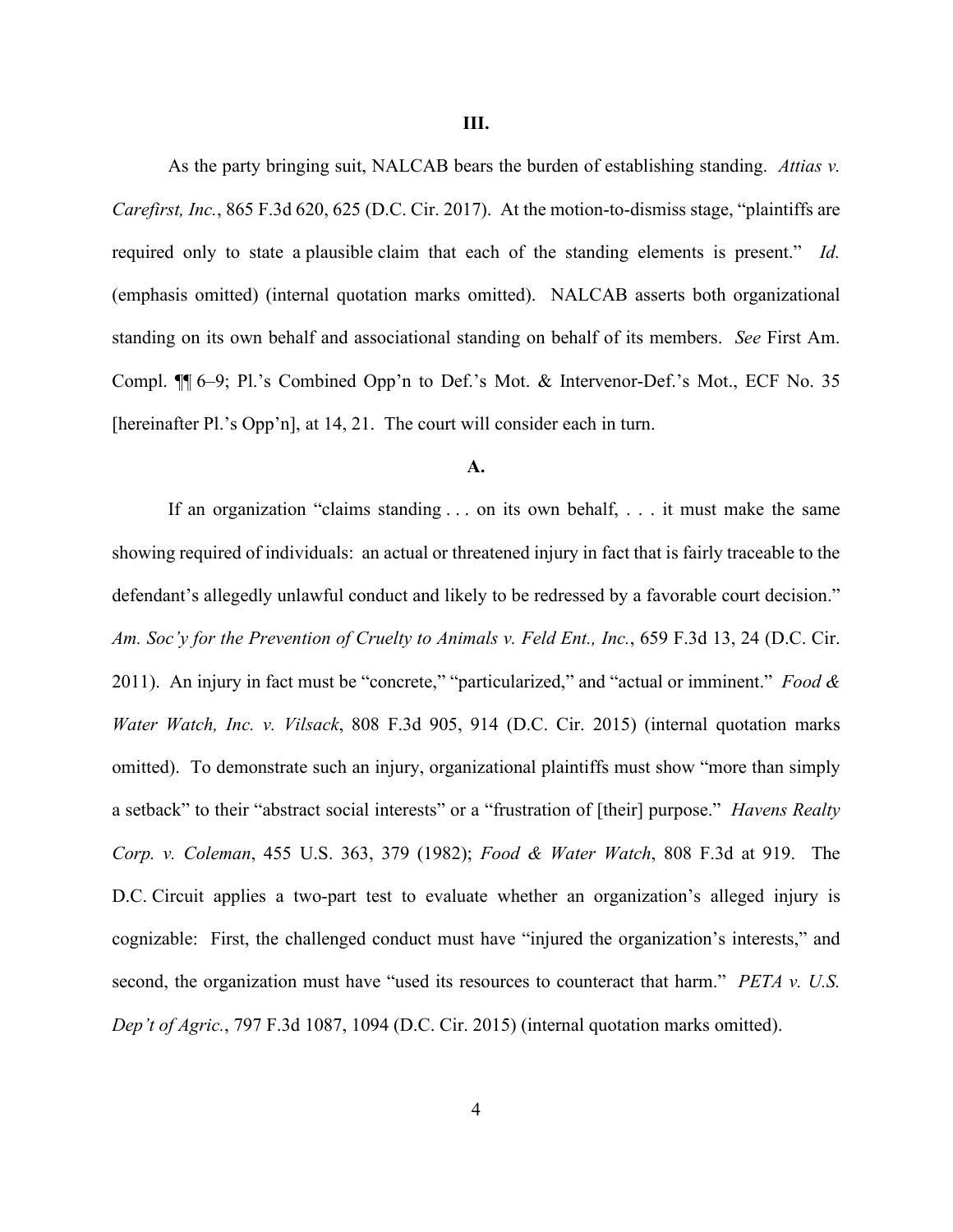## III.

As the party bringing suit, NALCAB bears the burden of establishing standing. *Attias v. Carefirst, Inc.*, 865 F.3d 620, 625 (D.C. Cir. 2017). At the motion-to-dismiss stage, "plaintiffs are required only to state a plausible claim that each of the standing elements is present." *Id.* (emphasis omitted) (internal quotation marks omitted). NALCAB asserts both organizational standing on its own behalf and associational standing on behalf of its members. *See* First Am. Compl. ¶¶ 6–9; Pl.'s Combined Opp'n to Def.'s Mot. & Intervenor-Def.'s Mot., ECF No. 35 [hereinafter Pl.'s Opp'n], at 14, 21. The court will consider each in turn.

### A.

If an organization "claims standing . . . on its own behalf, . . . it must make the same showing required of individuals: an actual or threatened injury in fact that is fairly traceable to the defendant's allegedly unlawful conduct and likely to be redressed by a favorable court decision." *Am. Soc'y for the Prevention of Cruelty to Animals v. Feld Ent., Inc.*, 659 F.3d 13, 24 (D.C. Cir. 2011). An injury in fact must be "concrete," "particularized," and "actual or imminent." *Food & Water Watch, Inc. v. Vilsack*, 808 F.3d 905, 914 (D.C. Cir. 2015) (internal quotation marks omitted). To demonstrate such an injury, organizational plaintiffs must show "more than simply a setback" to their "abstract social interests" or a "frustration of [their] purpose." *Havens Realty Corp. v. Coleman*, 455 U.S. 363, 379 (1982); *Food & Water Watch*, 808 F.3d at 919. The D.C. Circuit applies a two-part test to evaluate whether an organization's alleged injury is cognizable: First, the challenged conduct must have "injured the organization's interests," and second, the organization must have "used its resources to counteract that harm." *PETA v. U.S. Dep't of Agric.*, 797 F.3d 1087, 1094 (D.C. Cir. 2015) (internal quotation marks omitted).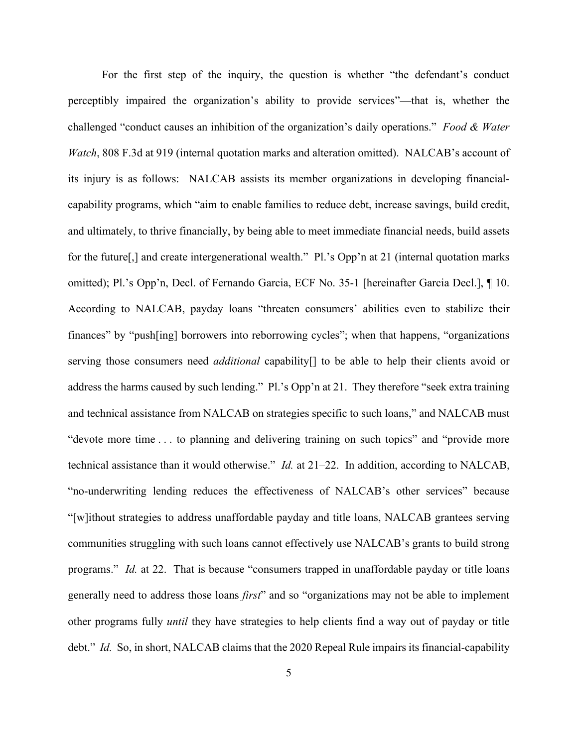For the first step of the inquiry, the question is whether "the defendant's conduct perceptibly impaired the organization's ability to provide services"—that is, whether the challenged "conduct causes an inhibition of the organization's daily operations." *Food & Water Watch*, 808 F.3d at 919 (internal quotation marks and alteration omitted). NALCAB's account of its injury is as follows: NALCAB assists its member organizations in developing financial-capability programs, which "aim to enable families to reduce debt, increase savings, build credit, and ultimately, to thrive financially, by being able to meet immediate financial needs, build assets for the future[,] and create intergenerational wealth." Pl.'s Opp'n at 21 (internal quotation marks omitted); Pl.'s Opp'n, Decl. of Fernando Garcia, ECF No. 35-1 [hereinafter Garcia Decl.], ¶ 10. According to NALCAB, payday loans "threaten consumers' abilities even to stabilize their finances" by "push[ing] borrowers into reborrowing cycles"; when that happens, "organizations serving those consumers need *additional* capability[] to be able to help their clients avoid or address the harms caused by such lending." Pl.'s Opp'n at 21. They therefore "seek extra training and technical assistance from NALCAB on strategies specific to such loans," and NALCAB must "devote more time . . . to planning and delivering training on such topics" and "provide more technical assistance than it would otherwise." *Id.* at 21–22. In addition, according to NALCAB, "no-underwriting lending reduces the effectiveness of NALCAB's other services" because "[w]ithout strategies to address unaffordable payday and title loans, NALCAB grantees serving communities struggling with such loans cannot effectively use NALCAB's grants to build strong programs." *Id.* at 22. That is because "consumers trapped in unaffordable payday or title loans generally need to address those loans *first*" and so "organizations may not be able to implement other programs fully *until* they have strategies to help clients find a way out of payday or title debt." *Id.* So, in short, NALCAB claims that the 2020 Repeal Rule impairs its financial-capability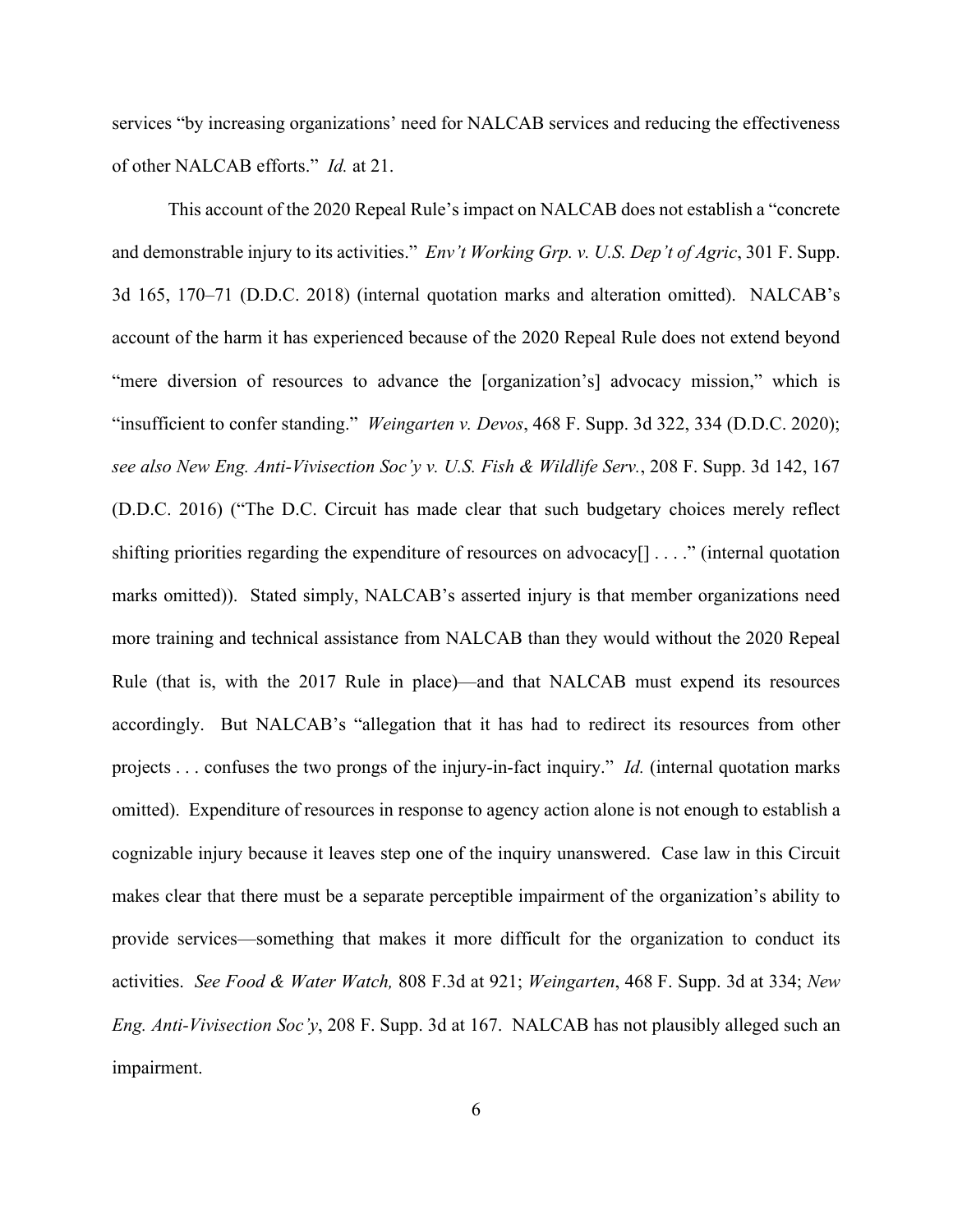services "by increasing organizations' need for NALCAB services and reducing the effectiveness of other NALCAB efforts." *Id.* at 21.

This account of the 2020 Repeal Rule's impact on NALCAB does not establish a "concrete and demonstrable injury to its activities." *Env't Working Grp. v. U.S. Dep't of Agric*, 301 F. Supp. 3d 165, 170–71 (D.D.C. 2018) (internal quotation marks and alteration omitted). NALCAB's account of the harm it has experienced because of the 2020 Repeal Rule does not extend beyond "mere diversion of resources to advance the [organization's] advocacy mission," which is "insufficient to confer standing." *Weingarten v. Devos*, 468 F. Supp. 3d 322, 334 (D.D.C. 2020); *see also New Eng. Anti-Vivisection Soc'y v. U.S. Fish & Wildlife Serv.*, 208 F. Supp. 3d 142, 167 (D.D.C. 2016) ("The D.C. Circuit has made clear that such budgetary choices merely reflect shifting priorities regarding the expenditure of resources on advocacy[] . . . ." (internal quotation marks omitted)). Stated simply, NALCAB's asserted injury is that member organizations need more training and technical assistance from NALCAB than they would without the 2020 Repeal Rule (that is, with the 2017 Rule in place)—and that NALCAB must expend its resources accordingly. But NALCAB's "allegation that it has had to redirect its resources from other projects . . . confuses the two prongs of the injury-in-fact inquiry." *Id.* (internal quotation marks omitted). Expenditure of resources in response to agency action alone is not enough to establish a cognizable injury because it leaves step one of the inquiry unanswered. Case law in this Circuit makes clear that there must be a separate perceptible impairment of the organization's ability to provide services—something that makes it more difficult for the organization to conduct its activities. *See Food & Water Watch,* 808 F.3d at 921; *Weingarten*, 468 F. Supp. 3d at 334; *New Eng. Anti-Vivisection Soc'y*, 208 F. Supp. 3d at 167. NALCAB has not plausibly alleged such an impairment.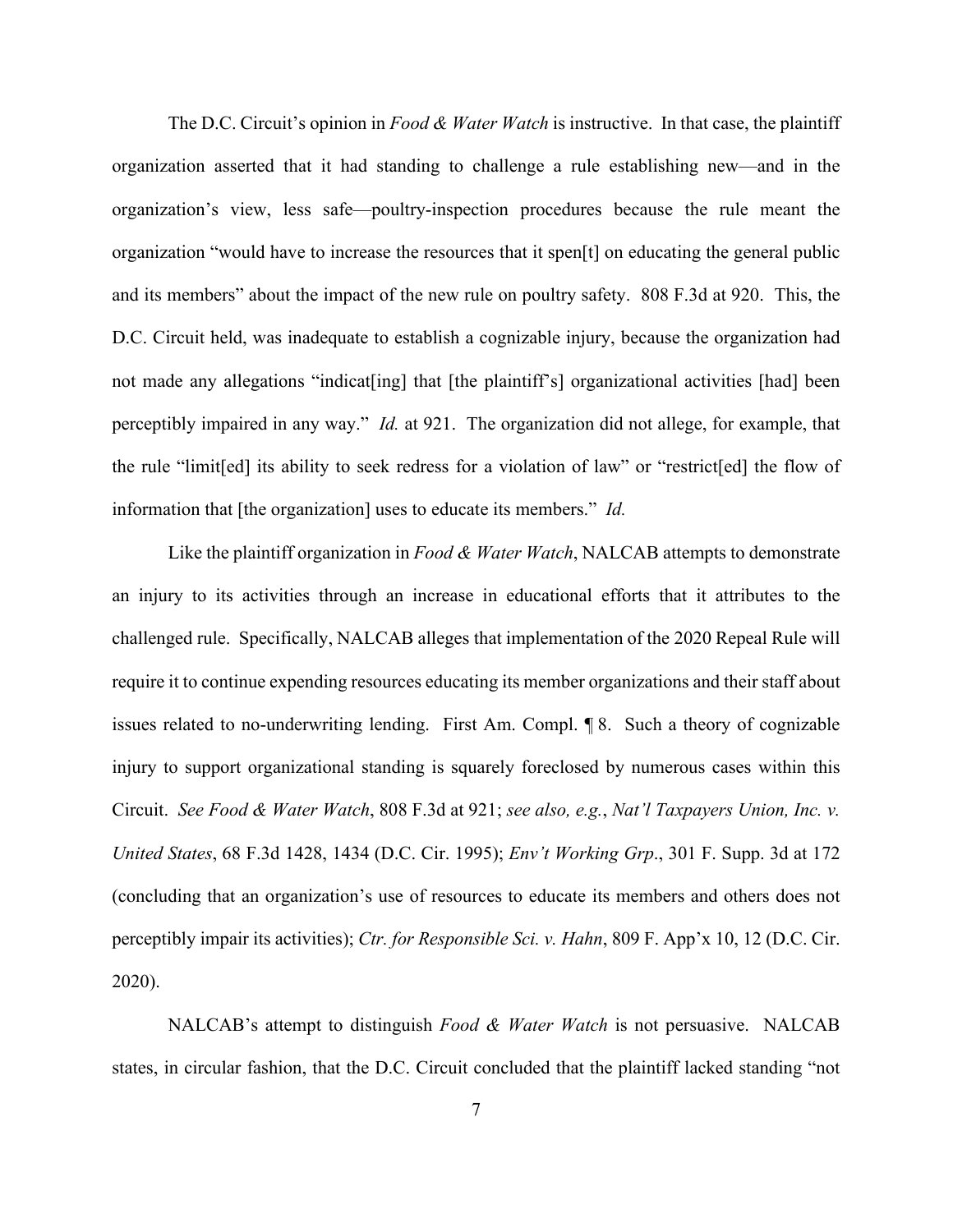The D.C. Circuit's opinion in *Food & Water Watch* is instructive. In that case, the plaintiff organization asserted that it had standing to challenge a rule establishing new—and in the organization's view, less safe—poultry-inspection procedures because the rule meant the organization "would have to increase the resources that it spen[t] on educating the general public and its members" about the impact of the new rule on poultry safety. 808 F.3d at 920. This, the D.C. Circuit held, was inadequate to establish a cognizable injury, because the organization had not made any allegations "indicat[ing] that [the plaintiff's] organizational activities [had] been perceptibly impaired in any way." *Id.* at 921. The organization did not allege, for example, that the rule "limit[ed] its ability to seek redress for a violation of law" or "restrict[ed] the flow of information that [the organization] uses to educate its members." *Id.*

Like the plaintiff organization in *Food & Water Watch*, NALCAB attempts to demonstrate an injury to its activities through an increase in educational efforts that it attributes to the challenged rule. Specifically, NALCAB alleges that implementation of the 2020 Repeal Rule will require it to continue expending resources educating its member organizations and their staff about issues related to no-underwriting lending. First Am. Compl. ¶ 8. Such a theory of cognizable injury to support organizational standing is squarely foreclosed by numerous cases within this Circuit. *See Food & Water Watch*, 808 F.3d at 921; *see also, e.g.*, *Nat'l Taxpayers Union, Inc. v. United States*, 68 F.3d 1428, 1434 (D.C. Cir. 1995); *Env't Working Grp.*, 301 F. Supp. 3d at 172 (concluding that an organization's use of resources to educate its members and others does not perceptibly impair its activities); *Ctr. for Responsible Sci. v. Hahn*, 809 F. App'x 10, 12 (D.C. Cir. 2020).

NALCAB's attempt to distinguish *Food & Water Watch* is not persuasive. NALCAB states, in circular fashion, that the D.C. Circuit concluded that the plaintiff lacked standing "not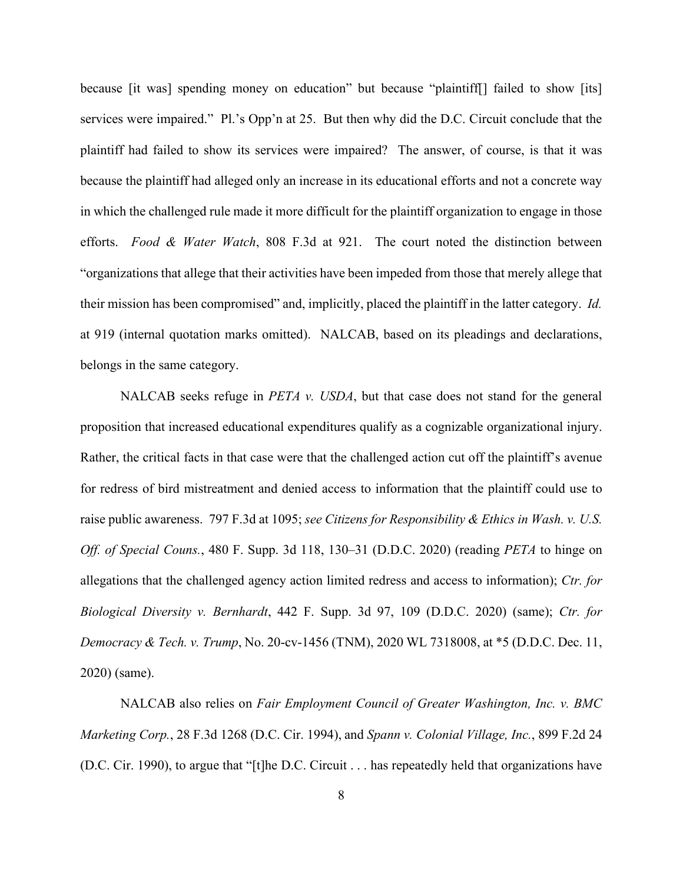because [it was] spending money on education" but because "plaintiff[] failed to show [its] services were impaired." Pl.'s Opp'n at 25. But then why did the D.C. Circuit conclude that the plaintiff had failed to show its services were impaired? The answer, of course, is that it was because the plaintiff had alleged only an increase in its educational efforts and not a concrete way in which the challenged rule made it more difficult for the plaintiff organization to engage in those efforts. *Food & Water Watch*, 808 F.3d at 921. The court noted the distinction between "organizations that allege that their activities have been impeded from those that merely allege that their mission has been compromised" and, implicitly, placed the plaintiff in the latter category. *Id.* at 919 (internal quotation marks omitted). NALCAB, based on its pleadings and declarations, belongs in the same category.

NALCAB seeks refuge in *PETA v. USDA*, but that case does not stand for the general proposition that increased educational expenditures qualify as a cognizable organizational injury. Rather, the critical facts in that case were that the challenged action cut off the plaintiff's avenue for redress of bird mistreatment and denied access to information that the plaintiff could use to raise public awareness. 797 F.3d at 1095; *see Citizens for Responsibility & Ethics in Wash. v. U.S. Off. of Special Couns.*, 480 F. Supp. 3d 118, 130–31 (D.D.C. 2020) (reading *PETA* to hinge on allegations that the challenged agency action limited redress and access to information); *Ctr. for Biological Diversity v. Bernhardt*, 442 F. Supp. 3d 97, 109 (D.D.C. 2020) (same); *Ctr. for Democracy & Tech. v. Trump*, No. 20-cv-1456 (TNM), 2020 WL 7318008, at *5 (D.D.C. Dec. 11, 2020) (same).

NALCAB also relies on *Fair Employment Council of Greater Washington, Inc. v. BMC Marketing Corp.*, 28 F.3d 1268 (D.C. Cir. 1994), and *Spann v. Colonial Village, Inc.*, 899 F.2d 24 (D.C. Cir. 1990), to argue that "[t]he D.C. Circuit . . . has repeatedly held that organizations have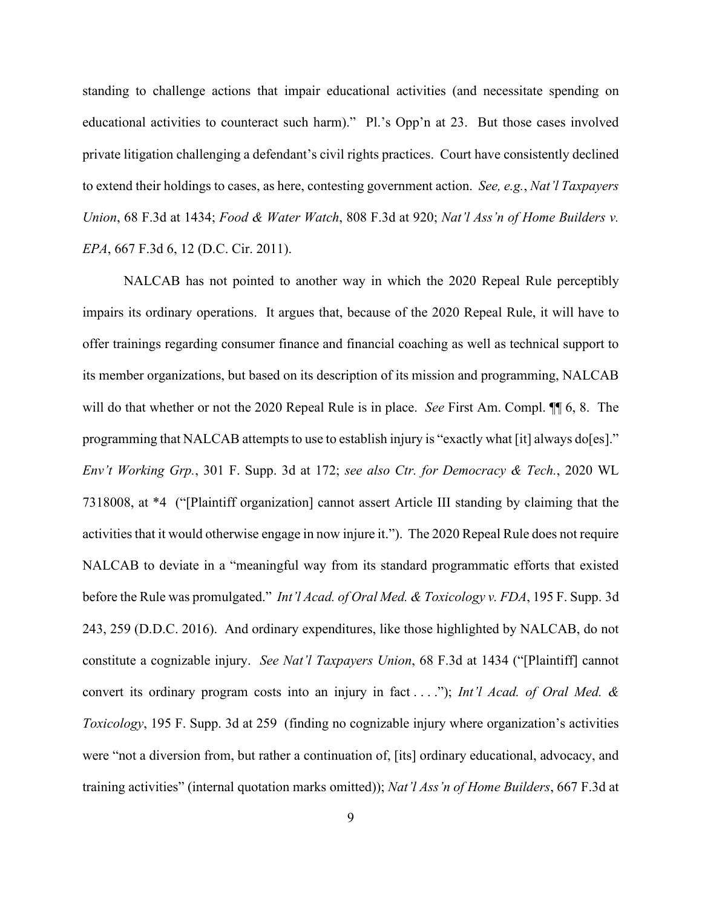standing to challenge actions that impair educational activities (and necessitate spending on educational activities to counteract such harm)." Pl.'s Opp'n at 23. But those cases involved private litigation challenging a defendant's civil rights practices. Court have consistently declined to extend their holdings to cases, as here, contesting government action. *See, e.g.*, *Nat'l Taxpayers Union*, 68 F.3d at 1434; *Food & Water Watch*, 808 F.3d at 920; *Nat'l Ass'n of Home Builders v. EPA*, 667 F.3d 6, 12 (D.C. Cir. 2011).

NALCAB has not pointed to another way in which the 2020 Repeal Rule perceptibly impairs its ordinary operations. It argues that, because of the 2020 Repeal Rule, it will have to offer trainings regarding consumer finance and financial coaching as well as technical support to its member organizations, but based on its description of its mission and programming, NALCAB will do that whether or not the 2020 Repeal Rule is in place. *See* First Am. Compl. ¶¶ 6, 8. The programming that NALCAB attempts to use to establish injury is "exactly what [it] always do[es]." *Env't Working Grp.*, 301 F. Supp. 3d at 172; *see also Ctr. for Democracy & Tech.*, 2020 WL 7318008, at *4 ("[Plaintiff organization] cannot assert Article III standing by claiming that the activities that it would otherwise engage in now injure it."). The 2020 Repeal Rule does not require NALCAB to deviate in a "meaningful way from its standard programmatic efforts that existed before the Rule was promulgated." *Int'l Acad. of Oral Med. & Toxicology v. FDA*, 195 F. Supp. 3d 243, 259 (D.D.C. 2016). And ordinary expenditures, like those highlighted by NALCAB, do not constitute a cognizable injury. *See Nat'l Taxpayers Union*, 68 F.3d at 1434 ("[Plaintiff] cannot convert its ordinary program costs into an injury in fact . . . ."); *Int'l Acad. of Oral Med. & Toxicology*, 195 F. Supp. 3d at 259 (finding no cognizable injury where organization's activities were "not a diversion from, but rather a continuation of, [its] ordinary educational, advocacy, and training activities" (internal quotation marks omitted)); *Nat'l Ass'n of Home Builders*, 667 F.3d at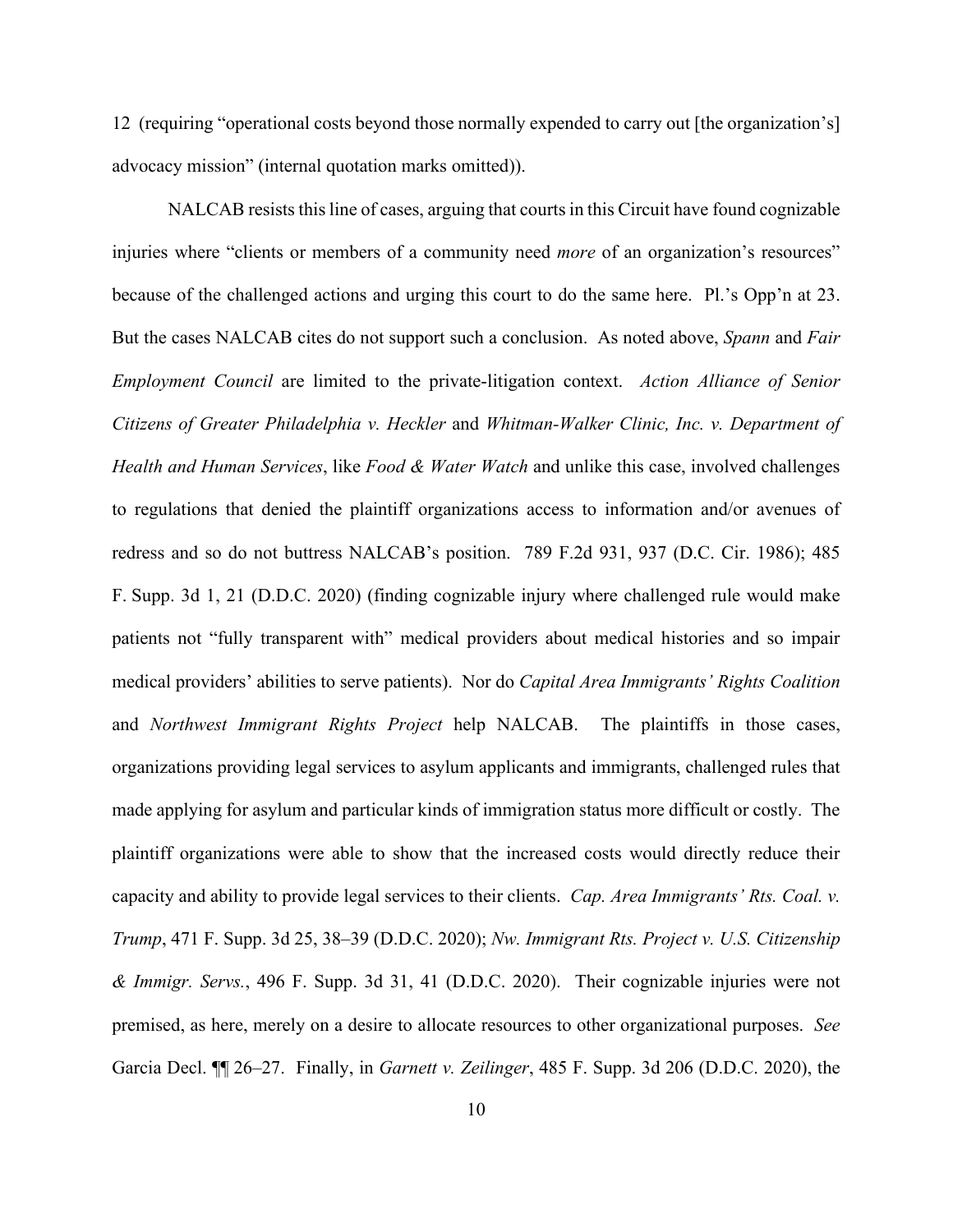12 (requiring "operational costs beyond those normally expended to carry out [the organization's] advocacy mission" (internal quotation marks omitted)).

NALCAB resists this line of cases, arguing that courts in this Circuit have found cognizable injuries where "clients or members of a community need *more* of an organization's resources" because of the challenged actions and urging this court to do the same here. Pl.'s Opp'n at 23. But the cases NALCAB cites do not support such a conclusion. As noted above, *Spann* and *Fair Employment Council* are limited to the private-litigation context. *Action Alliance of Senior Citizens of Greater Philadelphia v. Heckler* and *Whitman-Walker Clinic, Inc. v. Department of Health and Human Services*, like *Food & Water Watch* and unlike this case, involved challenges to regulations that denied the plaintiff organizations access to information and/or avenues of redress and so do not buttress NALCAB's position. 789 F.2d 931, 937 (D.C. Cir. 1986); 485 F. Supp. 3d 1, 21 (D.D.C. 2020) (finding cognizable injury where challenged rule would make patients not "fully transparent with" medical providers about medical histories and so impair medical providers' abilities to serve patients). Nor do *Capital Area Immigrants' Rights Coalition* and *Northwest Immigrant Rights Project* help NALCAB. The plaintiffs in those cases, organizations providing legal services to asylum applicants and immigrants, challenged rules that made applying for asylum and particular kinds of immigration status more difficult or costly. The plaintiff organizations were able to show that the increased costs would directly reduce their capacity and ability to provide legal services to their clients. *Cap. Area Immigrants' Rts. Coal. v. Trump*, 471 F. Supp. 3d 25, 38–39 (D.D.C. 2020); *Nw. Immigrant Rts. Project v. U.S. Citizenship & Immigr. Servs.*, 496 F. Supp. 3d 31, 41 (D.D.C. 2020). Their cognizable injuries were not premised, as here, merely on a desire to allocate resources to other organizational purposes. *See* Garcia Decl. ¶¶ 26–27. Finally, in *Garnett v. Zeilinger*, 485 F. Supp. 3d 206 (D.D.C. 2020), the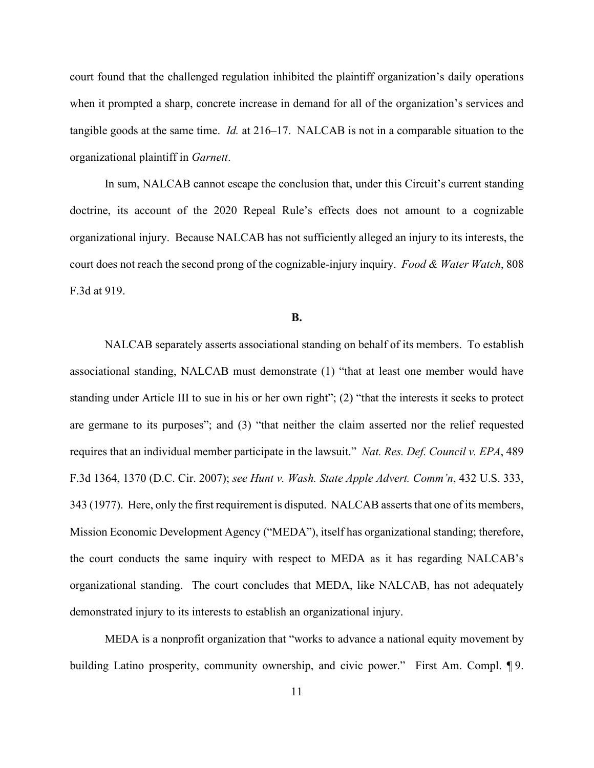court found that the challenged regulation inhibited the plaintiff organization's daily operations when it prompted a sharp, concrete increase in demand for all of the organization's services and tangible goods at the same time. *Id.* at 216–17. NALCAB is not in a comparable situation to the organizational plaintiff in *Garnett*.

In sum, NALCAB cannot escape the conclusion that, under this Circuit's current standing doctrine, its account of the 2020 Repeal Rule's effects does not amount to a cognizable organizational injury. Because NALCAB has not sufficiently alleged an injury to its interests, the court does not reach the second prong of the cognizable-injury inquiry. *Food & Water Watch*, 808 F.3d at 919.

**B.**

NALCAB separately asserts associational standing on behalf of its members. To establish associational standing, NALCAB must demonstrate (1) "that at least one member would have standing under Article III to sue in his or her own right"; (2) "that the interests it seeks to protect are germane to its purposes"; and (3) "that neither the claim asserted nor the relief requested requires that an individual member participate in the lawsuit." *Nat. Res. Def. Council v. EPA*, 489 F.3d 1364, 1370 (D.C. Cir. 2007); *see Hunt v. Wash. State Apple Advert. Comm'n*, 432 U.S. 333, 343 (1977). Here, only the first requirement is disputed. NALCAB asserts that one of its members, Mission Economic Development Agency ("MEDA"), itself has organizational standing; therefore, the court conducts the same inquiry with respect to MEDA as it has regarding NALCAB's organizational standing. The court concludes that MEDA, like NALCAB, has not adequately demonstrated injury to its interests to establish an organizational injury.

MEDA is a nonprofit organization that "works to advance a national equity movement by building Latino prosperity, community ownership, and civic power." First Am. Compl. ¶ 9.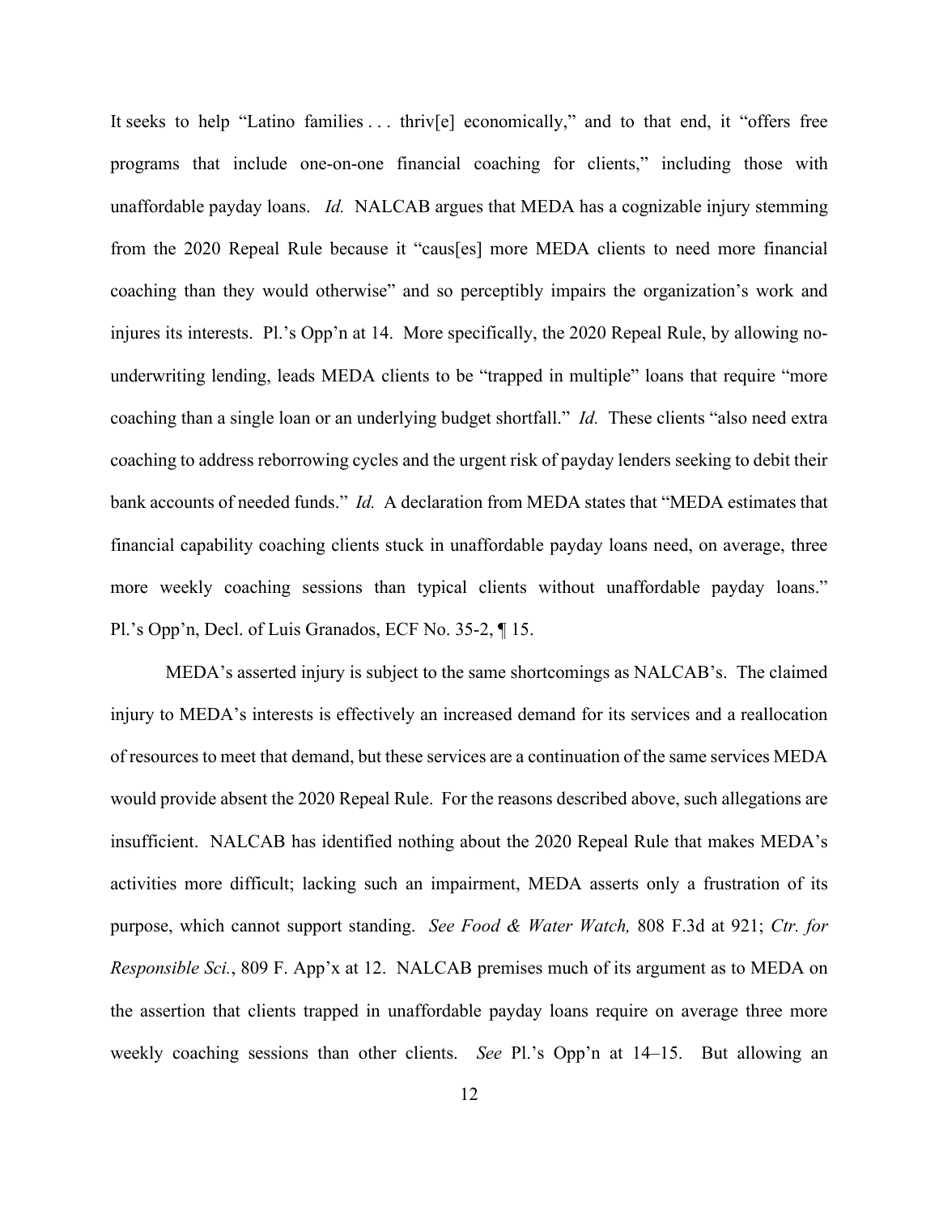It seeks to help "Latino families . . . thriv[e] economically," and to that end, it "offers free programs that include one-on-one financial coaching for clients," including those with unaffordable payday loans. *Id.* NALCAB argues that MEDA has a cognizable injury stemming from the 2020 Repeal Rule because it "caus[es] more MEDA clients to need more financial coaching than they would otherwise" and so perceptibly impairs the organization's work and injures its interests. Pl.'s Opp'n at 14. More specifically, the 2020 Repeal Rule, by allowing no-underwriting lending, leads MEDA clients to be "trapped in multiple" loans that require "more coaching than a single loan or an underlying budget shortfall." *Id.* These clients "also need extra coaching to address reborrowing cycles and the urgent risk of payday lenders seeking to debit their bank accounts of needed funds." *Id.* A declaration from MEDA states that "MEDA estimates that financial capability coaching clients stuck in unaffordable payday loans need, on average, three more weekly coaching sessions than typical clients without unaffordable payday loans." Pl.'s Opp'n, Decl. of Luis Granados, ECF No. 35-2, ¶ 15.

MEDA's asserted injury is subject to the same shortcomings as NALCAB's. The claimed injury to MEDA's interests is effectively an increased demand for its services and a reallocation of resources to meet that demand, but these services are a continuation of the same services MEDA would provide absent the 2020 Repeal Rule. For the reasons described above, such allegations are insufficient. NALCAB has identified nothing about the 2020 Repeal Rule that makes MEDA's activities more difficult; lacking such an impairment, MEDA asserts only a frustration of its purpose, which cannot support standing. *See Food & Water Watch,* 808 F.3d at 921; *Ctr. for Responsible Sci.*, 809 F. App'x at 12. NALCAB premises much of its argument as to MEDA on the assertion that clients trapped in unaffordable payday loans require on average three more weekly coaching sessions than other clients. *See* Pl.'s Opp'n at 14–15. But allowing an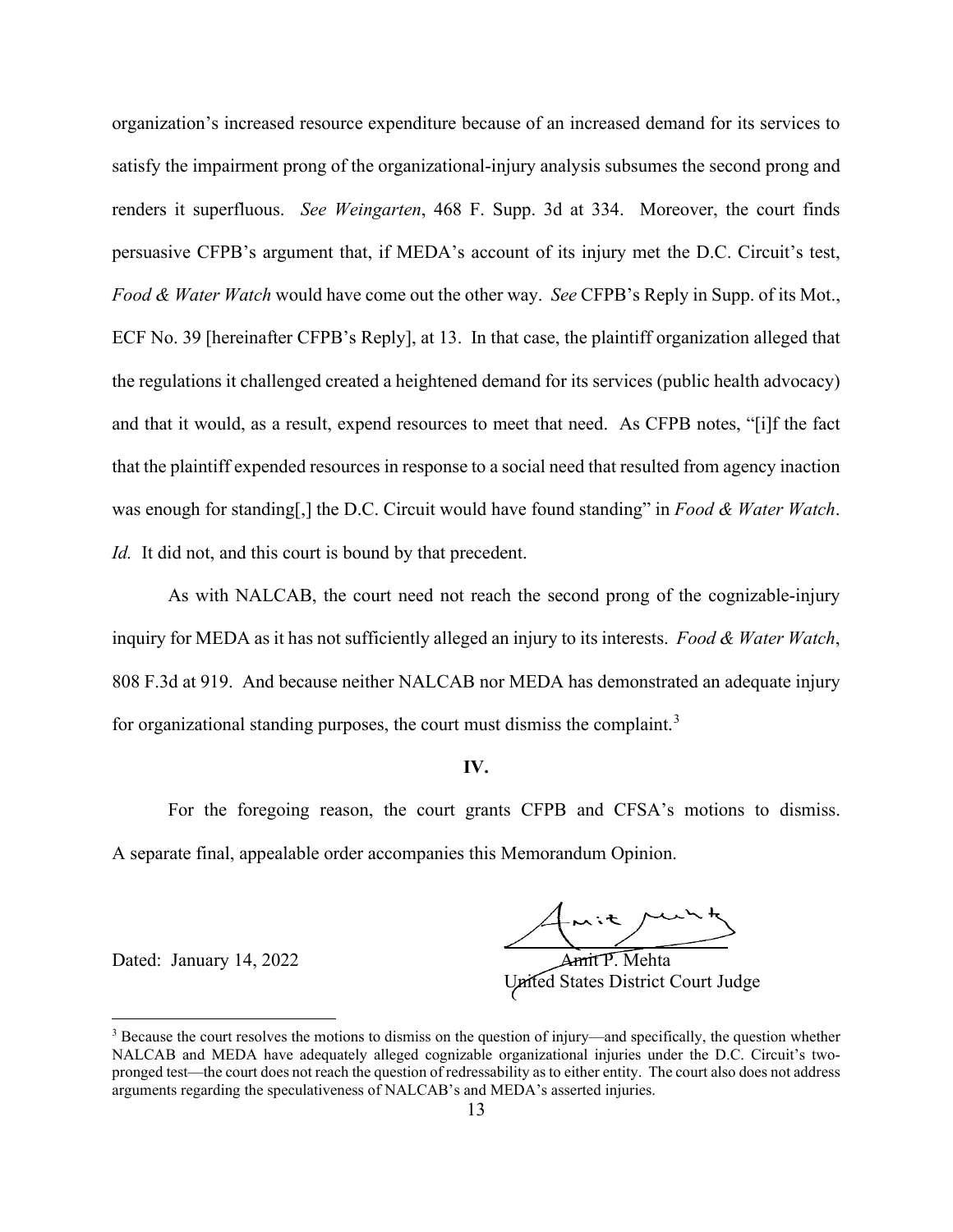organization's increased resource expenditure because of an increased demand for its services to satisfy the impairment prong of the organizational-injury analysis subsumes the second prong and renders it superfluous. *See Weingarten*, 468 F. Supp. 3d at 334. Moreover, the court finds persuasive CFPB's argument that, if MEDA's account of its injury met the D.C. Circuit's test, *Food & Water Watch* would have come out the other way. *See* CFPB's Reply in Supp. of its Mot., ECF No. 39 [hereinafter CFPB's Reply], at 13. In that case, the plaintiff organization alleged that the regulations it challenged created a heightened demand for its services (public health advocacy) and that it would, as a result, expend resources to meet that need. As CFPB notes, "[i]f the fact that the plaintiff expended resources in response to a social need that resulted from agency inaction was enough for standing[,] the D.C. Circuit would have found standing" in *Food & Water Watch*. *Id.* It did not, and this court is bound by that precedent.

As with NALCAB, the court need not reach the second prong of the cognizable-injury inquiry for MEDA as it has not sufficiently alleged an injury to its interests. *Food & Water Watch*, 808 F.3d at 919. And because neither NALCAB nor MEDA has demonstrated an adequate injury for organizational standing purposes, the court must dismiss the complaint.[3]

## IV.

For the foregoing reason, the court grants CFPB and CFSA's motions to dismiss. A separate final, appealable order accompanies this Memorandum Opinion.

Dated: January 14, 2022

Amit P. Mehta
United States District Court Judge

[3] Because the court resolves the motions to dismiss on the question of injury—and specifically, the question whether NALCAB and MEDA have adequately alleged cognizable organizational injuries under the D.C. Circuit's two-pronged test—the court does not reach the question of redressability as to either entity. The court also does not address arguments regarding the speculativeness of NALCAB's and MEDA's asserted injuries.